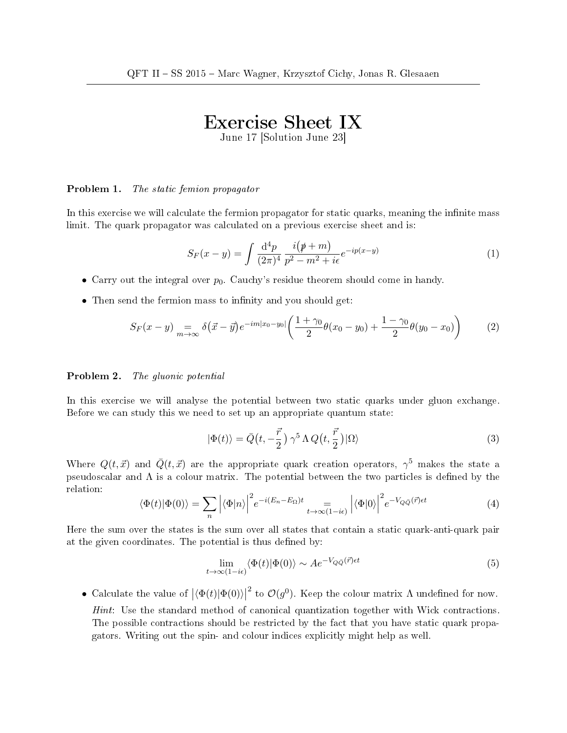# Exercise Sheet IX

June 17 [Solution June 23]

**Problem 1.** *The static femion propagator*

In this exercise we will calculate the fermion propagator for static quarks, meaning the infinite mass limit. The quark propagator was calculated on a previous exercise sheet and is:

$$S_F(x-y) = \int \frac{\mathrm{d}^4 p}{(2\pi)^4} \frac{i\big(\not{p}+m\big)}{p^2 - m^2 + i\epsilon} e^{-ip(x-y)} \tag{1}$$

- Carry out the integral over $p_0$. Cauchy's residue theorem should come in handy.
- Then send the fermion mass to infinity and you should get:

$$S_F(x-y) \underset{m\to\infty}{=} \delta\big(\vec{x}-\vec{y}\big) e^{-im|x_0-y_0|} \left( \frac{1+\gamma_0}{2}\theta(x_0-y_0) + \frac{1-\gamma_0}{2}\theta(y_0-x_0) \right) \tag{2}$$

**Problem 2.** *The gluonic potential*

In this exercise we will analyse the potential between two static quarks under gluon exchange. Before we can study this we need to set up an appropriate quantum state:

$$|\Phi(t)\rangle = \bar{Q}\big(t, -\frac{\vec{r}}{2}\big)\, \gamma^5\, \Lambda\, Q\big(t, \frac{\vec{r}}{2}\big) |\Omega\rangle \tag{3}$$

Where $Q(t,\vec{x})$ and $\bar{Q}(t,\vec{x})$ are the appropriate quark creation operators, $\gamma^5$ makes the state a pseudoscalar and $\Lambda$ is a colour matrix. The potential between the two particles is defined by the relation:

$$\langle \Phi(t) | \Phi(0) \rangle = \sum_n \Big| \langle \Phi | n \rangle \Big|^2 e^{-i(E_n - E_\Omega)t} \underset{t\to\infty(1-i\epsilon)}{=} \Big| \langle \Phi | 0 \rangle \Big|^2 e^{-V_{Q\bar{Q}}(\vec{r})\epsilon t} \tag{4}$$

Here the sum over the states is the sum over all states that contain a static quark-anti-quark pair at the given coordinates. The potential is thus defined by:

$$\lim_{t\to\infty(1-i\epsilon)} \langle \Phi(t) | \Phi(0) \rangle \sim A e^{-V_{Q\bar{Q}}(\vec{r})\epsilon t} \tag{5}$$

- Calculate the value of $\big|\langle \Phi(t)|\Phi(0)\rangle\big|^2$ to $\mathcal{O}(g^0)$. Keep the colour matrix $\Lambda$ undefined for now.

  *Hint*: Use the standard method of canonical quantization together with Wick contractions. The possible contractions should be restricted by the fact that you have static quark propagators. Writing out the spin- and colour indices explicitly might help as well.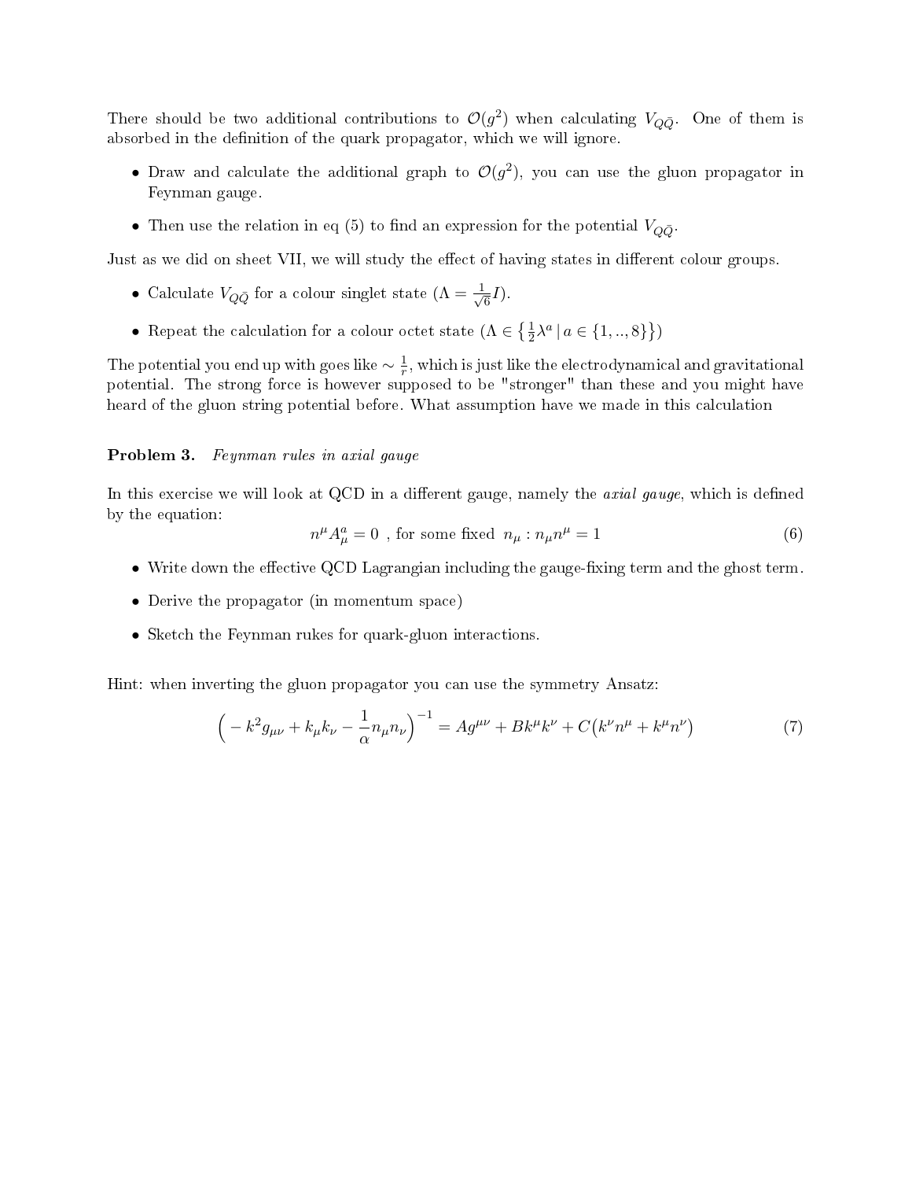There should be two additional contributions to $\mathcal{O}(g^2)$ when calculating $V_{Q\bar{Q}}$. One of them is absorbed in the definition of the quark propagator, which we will ignore.

- Draw and calculate the additional graph to $\mathcal{O}(g^2)$, you can use the gluon propagator in Feynman gauge.
- Then use the relation in eq (5) to find an expression for the potential $V_{Q\bar{Q}}$.

Just as we did on sheet VII, we will study the effect of having states in different colour groups.

- Calculate $V_{Q\bar{Q}}$ for a colour singlet state ($\Lambda = \frac{1}{\sqrt{6}} I$).
- Repeat the calculation for a colour octet state ($\Lambda \in \{ \frac{1}{2}\lambda^a \,|\, a \in \{1, .., 8\}\}$)

The potential you end up with goes like $\sim \frac{1}{r}$, which is just like the electrodynamical and gravitational potential. The strong force is however supposed to be "stronger" than these and you might have heard of the gluon string potential before. What assumption have we made in this calculation

**Problem 3.** *Feynman rules in axial gauge*

In this exercise we will look at QCD in a different gauge, namely the *axial gauge*, which is defined by the equation:

$$n^\mu A^a_\mu = 0 \text{ , for some fixed } n_\mu : n_\mu n^\mu = 1 \tag{6}$$

- Write down the effective QCD Lagrangian including the gauge-fixing term and the ghost term.
- Derive the propagator (in momentum space)
- Sketch the Feynman rukes for quark-gluon interactions.

Hint: when inverting the gluon propagator you can use the symmetry Ansatz:

$$\Big( -k^2 g_{\mu\nu} + k_\mu k_\nu - \frac{1}{\alpha} n_\mu n_\nu \Big)^{-1} = A g^{\mu\nu} + B k^\mu k^\nu + C\big(k^\nu n^\mu + k^\mu n^\nu\big) \tag{7}$$